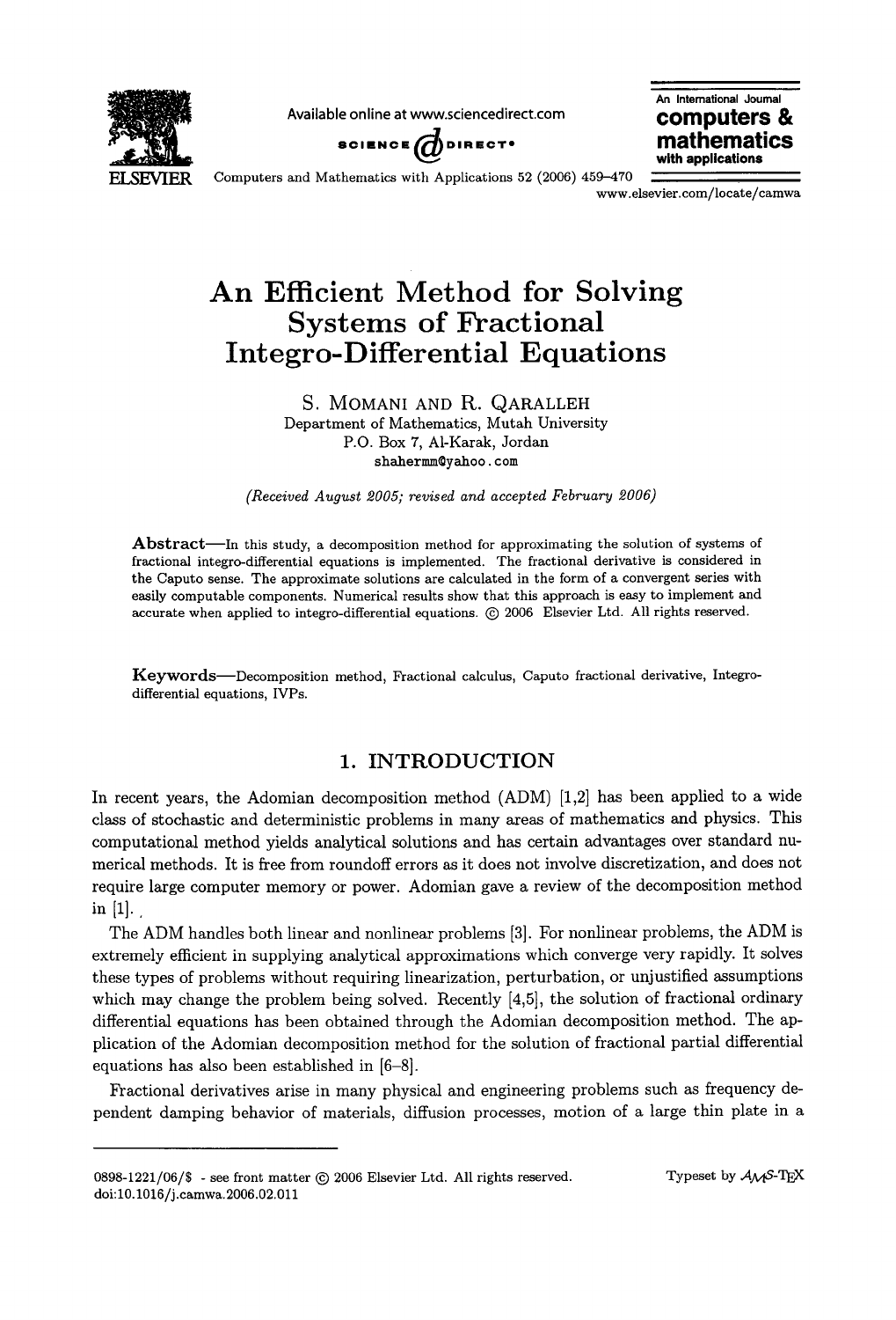# An Efficient Method for Solving Systems of Fractional Integro-Differential Equations

S. MOMANI AND R. QARALLEH
Department of Mathematics, Mutah University
P.O. Box 7, Al-Karak, Jordan
shahermm@yahoo.com

*(Received August 2005; revised and accepted February 2006)*

**Abstract**—In this study, a decomposition method for approximating the solution of systems of fractional integro-differential equations is implemented. The fractional derivative is considered in the Caputo sense. The approximate solutions are calculated in the form of a convergent series with easily computable components. Numerical results show that this approach is easy to implement and accurate when applied to integro-differential equations. © 2006 Elsevier Ltd. All rights reserved.

**Keywords**—Decomposition method, Fractional calculus, Caputo fractional derivative, Integro-differential equations, IVPs.

## 1. INTRODUCTION

In recent years, the Adomian decomposition method (ADM) [1,2] has been applied to a wide class of stochastic and deterministic problems in many areas of mathematics and physics. This computational method yields analytical solutions and has certain advantages over standard numerical methods. It is free from roundoff errors as it does not involve discretization, and does not require large computer memory or power. Adomian gave a review of the decomposition method in [1].

The ADM handles both linear and nonlinear problems [3]. For nonlinear problems, the ADM is extremely efficient in supplying analytical approximations which converge very rapidly. It solves these types of problems without requiring linearization, perturbation, or unjustified assumptions which may change the problem being solved. Recently [4,5], the solution of fractional ordinary differential equations has been obtained through the Adomian decomposition method. The application of the Adomian decomposition method for the solution of fractional partial differential equations has also been established in [6–8].

Fractional derivatives arise in many physical and engineering problems such as frequency dependent damping behavior of materials, diffusion processes, motion of a large thin plate in a

0898-1221/06/$ - see front matter © 2006 Elsevier Ltd. All rights reserved.
doi:10.1016/j.camwa.2006.02.011

Typeset by AMS-TeX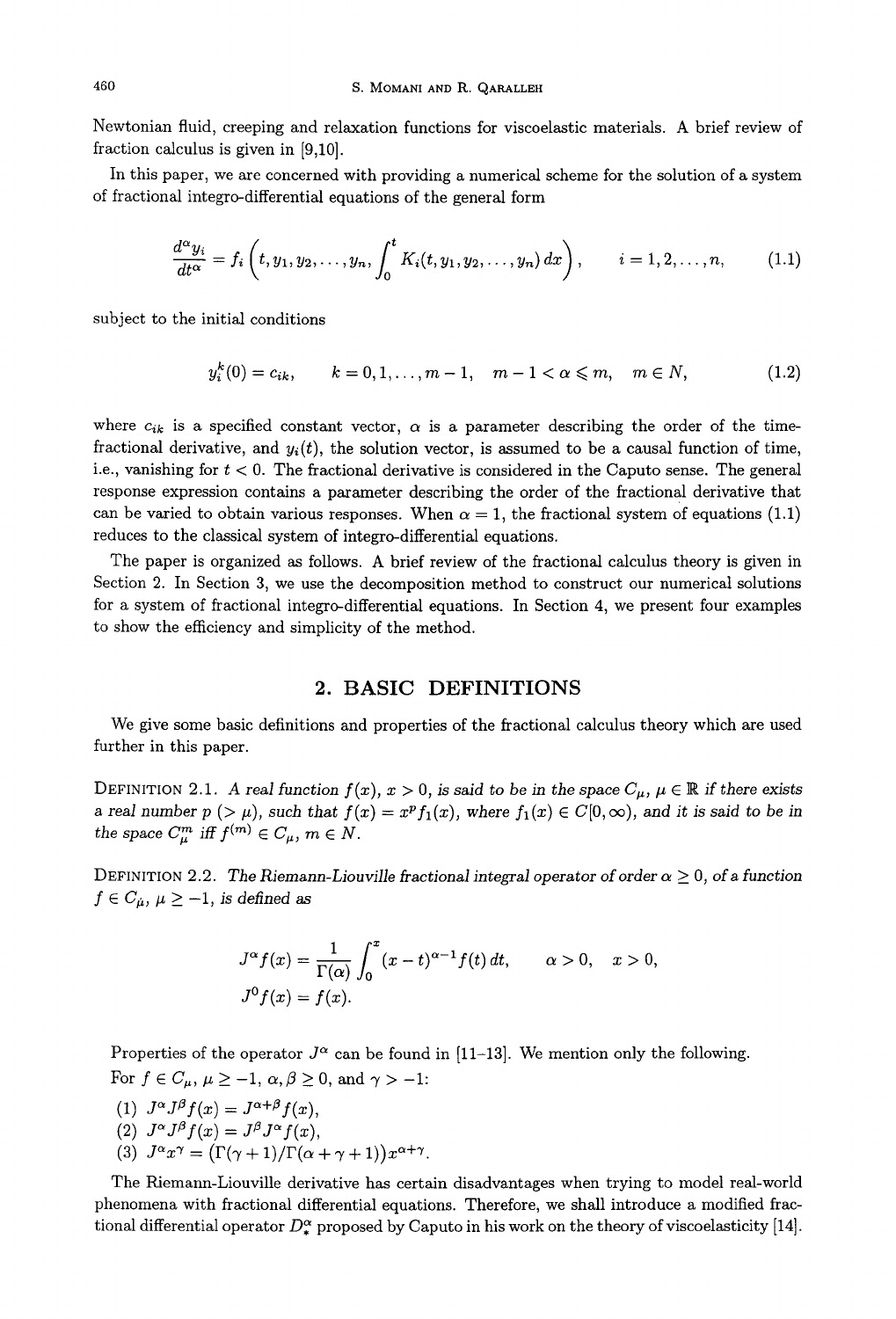Newtonian fluid, creeping and relaxation functions for viscoelastic materials. A brief review of fraction calculus is given in [9,10].

In this paper, we are concerned with providing a numerical scheme for the solution of a system of fractional integro-differential equations of the general form

$$\frac{d^\alpha y_i}{dt^\alpha} = f_i\left(t, y_1, y_2, \ldots, y_n, \int_0^t K_i(t, y_1, y_2, \ldots, y_n)\, dx\right), \qquad i = 1, 2, \ldots, n, \tag{1.1}$$

subject to the initial conditions

$$y_i^k(0) = c_{ik}, \qquad k = 0, 1, \ldots, m-1, \quad m-1 < \alpha \leqslant m, \quad m \in N, \tag{1.2}$$

where $c_{ik}$ is a specified constant vector, $\alpha$ is a parameter describing the order of the time-fractional derivative, and $y_i(t)$, the solution vector, is assumed to be a causal function of time, i.e., vanishing for $t < 0$. The fractional derivative is considered in the Caputo sense. The general response expression contains a parameter describing the order of the fractional derivative that can be varied to obtain various responses. When $\alpha = 1$, the fractional system of equations (1.1) reduces to the classical system of integro-differential equations.

The paper is organized as follows. A brief review of the fractional calculus theory is given in Section 2. In Section 3, we use the decomposition method to construct our numerical solutions for a system of fractional integro-differential equations. In Section 4, we present four examples to show the efficiency and simplicity of the method.

## 2. BASIC DEFINITIONS

We give some basic definitions and properties of the fractional calculus theory which are used further in this paper.

DEFINITION 2.1. *A real function $f(x)$, $x > 0$, is said to be in the space $C_\mu$, $\mu \in \mathbb{R}$ if there exists a real number $p$ $(> \mu)$, such that $f(x) = x^p f_1(x)$, where $f_1(x) \in C[0, \infty)$, and it is said to be in the space $C_\mu^m$ iff $f^{(m)} \in C_\mu$, $m \in N$.*

DEFINITION 2.2. *The Riemann-Liouville fractional integral operator of order $\alpha \geq 0$, of a function $f \in C_\mu$, $\mu \geq -1$, is defined as*

$$J^\alpha f(x) = \frac{1}{\Gamma(\alpha)} \int_0^x (x-t)^{\alpha - 1} f(t)\, dt, \qquad \alpha > 0, \quad x > 0,$$

$$J^0 f(x) = f(x).$$

Properties of the operator $J^\alpha$ can be found in [11–13]. We mention only the following.

For $f \in C_\mu$, $\mu \geq -1$, $\alpha, \beta \geq 0$, and $\gamma > -1$:

(1) $J^\alpha J^\beta f(x) = J^{\alpha+\beta} f(x)$,
(2) $J^\alpha J^\beta f(x) = J^\beta J^\alpha f(x)$,
(3) $J^\alpha x^\gamma = \left(\Gamma(\gamma+1)/\Gamma(\alpha+\gamma+1)\right) x^{\alpha+\gamma}$.

The Riemann-Liouville derivative has certain disadvantages when trying to model real-world phenomena with fractional differential equations. Therefore, we shall introduce a modified fractional differential operator $D_*^\alpha$ proposed by Caputo in his work on the theory of viscoelasticity [14].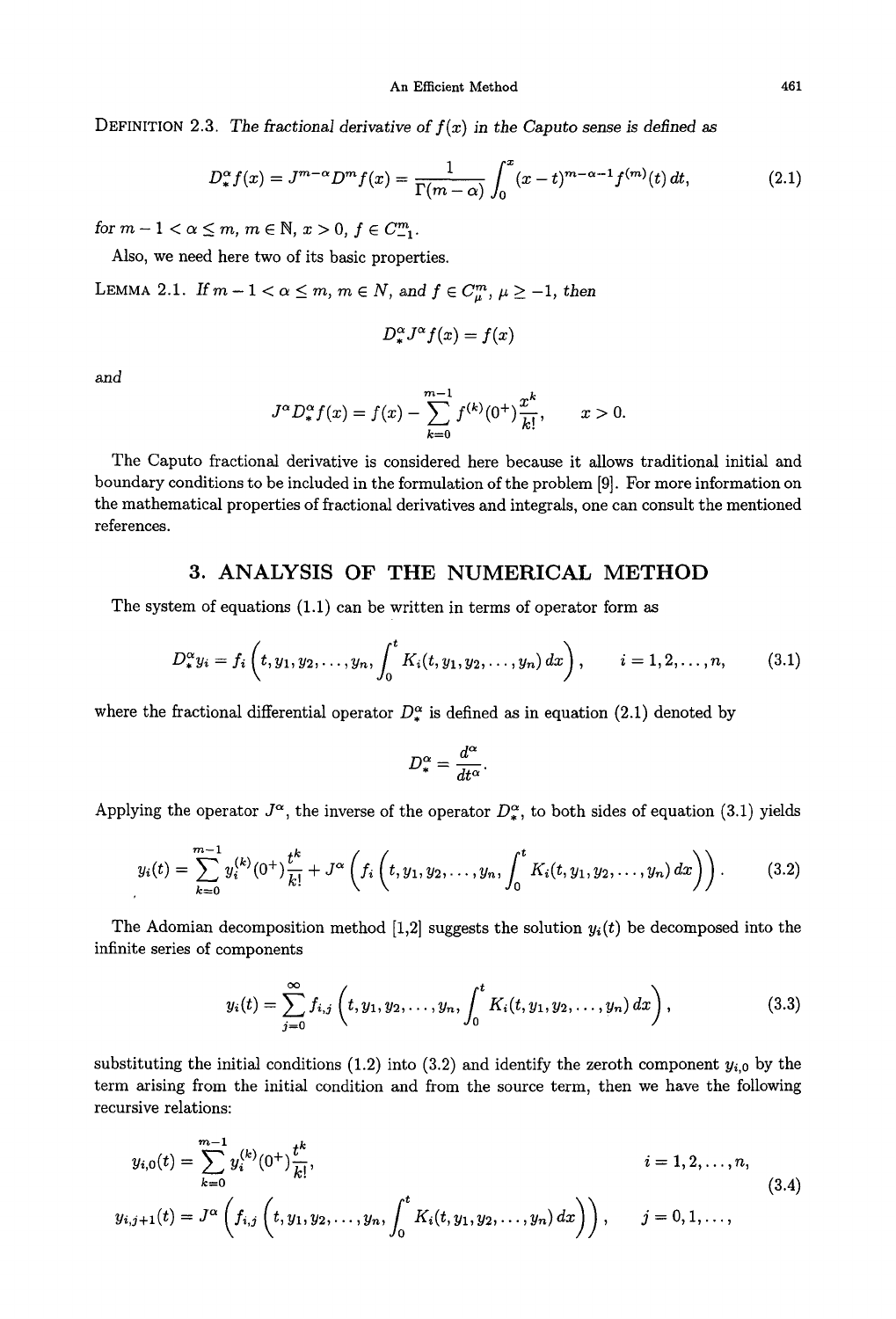DEFINITION 2.3. *The fractional derivative of $f(x)$ in the Caputo sense is defined as*

$$D_*^\alpha f(x) = J^{m-\alpha} D^m f(x) = \frac{1}{\Gamma(m-\alpha)} \int_0^x (x-t)^{m-\alpha-1} f^{(m)}(t)\, dt, \tag{2.1}$$

*for $m-1 < \alpha \le m$, $m \in \mathbb{N}$, $x > 0$, $f \in C_{-1}^m$.*

Also, we need here two of its basic properties.

LEMMA 2.1. *If $m-1 < \alpha \le m$, $m \in N$, and $f \in C_\mu^m$, $\mu \ge -1$, then*

$$D_*^\alpha J^\alpha f(x) = f(x)$$

*and*

$$J^\alpha D_*^\alpha f(x) = f(x) - \sum_{k=0}^{m-1} f^{(k)}(0^+) \frac{x^k}{k!}, \qquad x > 0.$$

The Caputo fractional derivative is considered here because it allows traditional initial and boundary conditions to be included in the formulation of the problem [9]. For more information on the mathematical properties of fractional derivatives and integrals, one can consult the mentioned references.

## 3. ANALYSIS OF THE NUMERICAL METHOD

The system of equations (1.1) can be written in terms of operator form as

$$D_*^\alpha y_i = f_i\left(t, y_1, y_2, \dots, y_n, \int_0^t K_i(t, y_1, y_2, \dots, y_n)\, dx\right), \qquad i = 1, 2, \dots, n, \tag{3.1}$$

where the fractional differential operator $D_*^\alpha$ is defined as in equation (2.1) denoted by

$$D_*^\alpha = \frac{d^\alpha}{dt^\alpha}.$$

Applying the operator $J^\alpha$, the inverse of the operator $D_*^\alpha$, to both sides of equation (3.1) yields

$$y_i(t) = \sum_{k=0}^{m-1} y_i^{(k)}(0^+) \frac{t^k}{k!} + J^\alpha\left(f_i\left(t, y_1, y_2, \dots, y_n, \int_0^t K_i(t, y_1, y_2, \dots, y_n)\, dx\right)\right). \tag{3.2}$$

The Adomian decomposition method [1,2] suggests the solution $y_i(t)$ be decomposed into the infinite series of components

$$y_i(t) = \sum_{j=0}^{\infty} f_{i,j}\left(t, y_1, y_2, \dots, y_n, \int_0^t K_i(t, y_1, y_2, \dots, y_n)\, dx\right), \tag{3.3}$$

substituting the initial conditions (1.2) into (3.2) and identify the zeroth component $y_{i,0}$ by the term arising from the initial condition and from the source term, then we have the following recursive relations:

$$\begin{aligned} y_{i,0}(t) &= \sum_{k=0}^{m-1} y_i^{(k)}(0^+) \frac{t^k}{k!}, & i &= 1, 2, \dots, n, \\ y_{i,j+1}(t) &= J^\alpha\left(f_{i,j}\left(t, y_1, y_2, \dots, y_n, \int_0^t K_i(t, y_1, y_2, \dots, y_n)\, dx\right)\right), & j &= 0, 1, \dots, \end{aligned} \tag{3.4}$$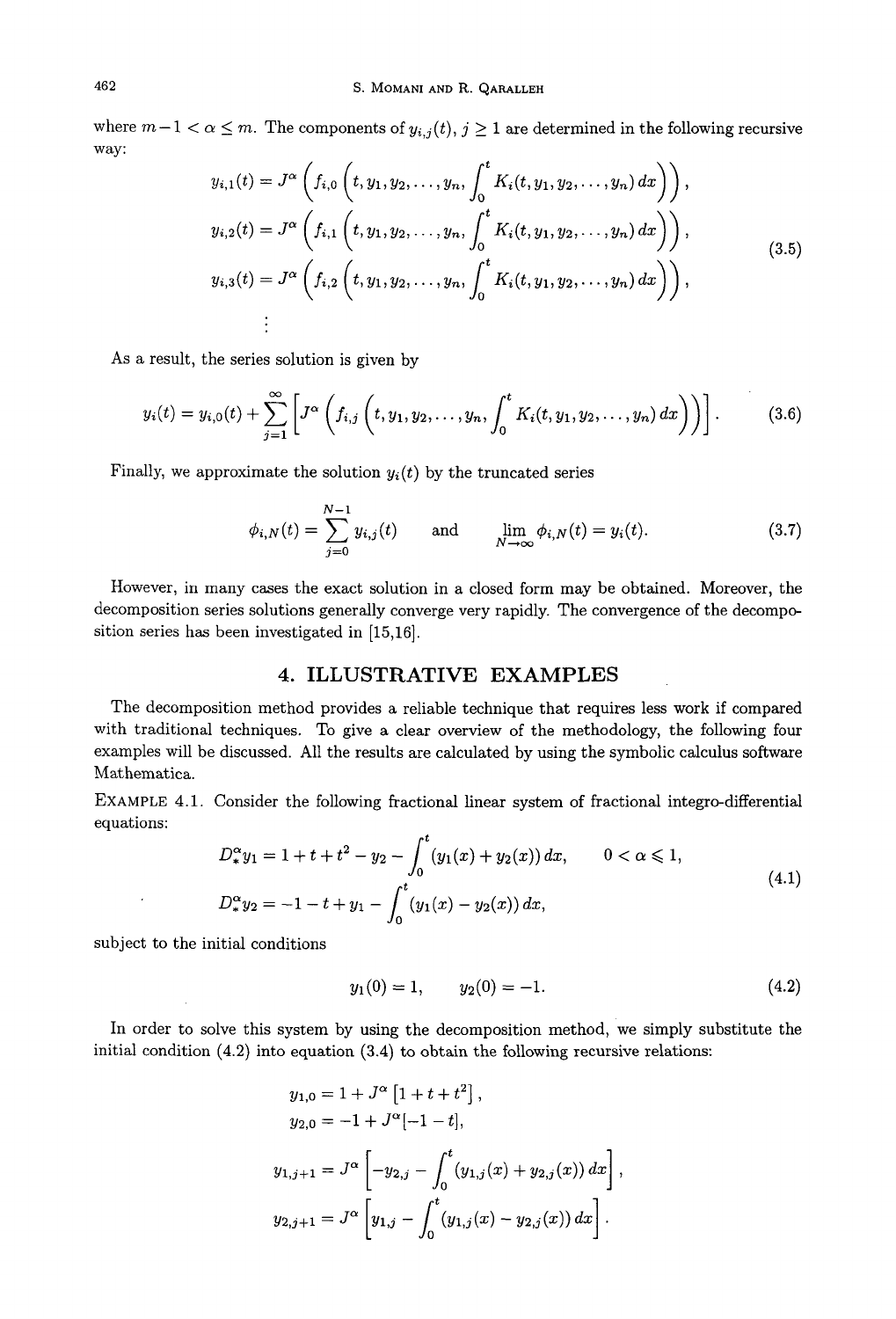where $m-1 < \alpha \leq m$. The components of $y_{i,j}(t)$, $j \geq 1$ are determined in the following recursive way:

$$
\begin{aligned}
y_{i,1}(t) &= J^{\alpha}\left(f_{i,0}\left(t, y_1, y_2, \ldots, y_n, \int_0^t K_i(t, y_1, y_2, \ldots, y_n)\, dx\right)\right), \\
y_{i,2}(t) &= J^{\alpha}\left(f_{i,1}\left(t, y_1, y_2, \ldots, y_n, \int_0^t K_i(t, y_1, y_2, \ldots, y_n)\, dx\right)\right), \\
y_{i,3}(t) &= J^{\alpha}\left(f_{i,2}\left(t, y_1, y_2, \ldots, y_n, \int_0^t K_i(t, y_1, y_2, \ldots, y_n)\, dx\right)\right), \\
&\;\;\vdots
\end{aligned}
\tag{3.5}
$$

As a result, the series solution is given by

$$
y_i(t) = y_{i,0}(t) + \sum_{j=1}^{\infty}\left[J^{\alpha}\left(f_{i,j}\left(t, y_1, y_2, \ldots, y_n, \int_0^t K_i(t, y_1, y_2, \ldots, y_n)\, dx\right)\right)\right]. \tag{3.6}
$$

Finally, we approximate the solution $y_i(t)$ by the truncated series

$$
\phi_{i,N}(t) = \sum_{j=0}^{N-1} y_{i,j}(t) \quad \text{and} \quad \lim_{N\to\infty} \phi_{i,N}(t) = y_i(t). \tag{3.7}
$$

However, in many cases the exact solution in a closed form may be obtained. Moreover, the decomposition series solutions generally converge very rapidly. The convergence of the decomposition series has been investigated in [15,16].

## 4. ILLUSTRATIVE EXAMPLES

The decomposition method provides a reliable technique that requires less work if compared with traditional techniques. To give a clear overview of the methodology, the following four examples will be discussed. All the results are calculated by using the symbolic calculus software Mathematica.

EXAMPLE 4.1. Consider the following fractional linear system of fractional integro-differential equations:

$$
\begin{aligned}
D_*^{\alpha} y_1 &= 1 + t + t^2 - y_2 - \int_0^t (y_1(x) + y_2(x))\, dx, \qquad 0 < \alpha \leqslant 1, \\
D_*^{\alpha} y_2 &= -1 - t + y_1 - \int_0^t (y_1(x) - y_2(x))\, dx,
\end{aligned}
\tag{4.1}
$$

subject to the initial conditions

$$
y_1(0) = 1, \qquad y_2(0) = -1. \tag{4.2}
$$

In order to solve this system by using the decomposition method, we simply substitute the initial condition (4.2) into equation (3.4) to obtain the following recursive relations:

$$
\begin{aligned}
y_{1,0} &= 1 + J^{\alpha}\left[1 + t + t^2\right], \\
y_{2,0} &= -1 + J^{\alpha}[-1 - t], \\
y_{1,j+1} &= J^{\alpha}\left[-y_{2,j} - \int_0^t (y_{1,j}(x) + y_{2,j}(x))\, dx\right], \\
y_{2,j+1} &= J^{\alpha}\left[y_{1,j} - \int_0^t (y_{1,j}(x) - y_{2,j}(x))\, dx\right].
\end{aligned}
$$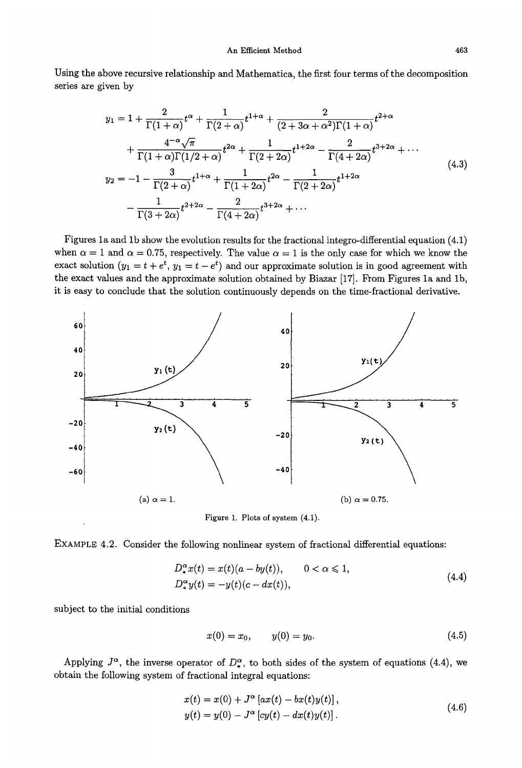Using the above recursive relationship and Mathematica, the first four terms of the decomposition series are given by

$$
\begin{aligned}
y_1 &= 1 + \frac{2}{\Gamma(1+\alpha)} t^{\alpha} + \frac{1}{\Gamma(2+\alpha)} t^{1+\alpha} + \frac{2}{(2+3\alpha+\alpha^2)\Gamma(1+\alpha)} t^{2+\alpha} \\
&\quad + \frac{4^{-\alpha}\sqrt{\pi}}{\Gamma(1+\alpha)\Gamma(1/2+\alpha)} t^{2\alpha} + \frac{1}{\Gamma(2+2\alpha)} t^{1+2\alpha} - \frac{2}{\Gamma(4+2\alpha)} t^{3+2\alpha} + \cdots \\
y_2 &= -1 - \frac{3}{\Gamma(2+\alpha)} t^{1+\alpha} + \frac{1}{\Gamma(1+2\alpha)} t^{2\alpha} - \frac{1}{\Gamma(2+2\alpha)} t^{1+2\alpha} \\
&\quad - \frac{1}{\Gamma(3+2\alpha)} t^{2+2\alpha} - \frac{2}{\Gamma(4+2\alpha)} t^{3+2\alpha} + \cdots
\end{aligned}
\tag{4.3}
$$

Figures 1a and 1b show the evolution results for the fractional integro-differential equation (4.1) when $\alpha = 1$ and $\alpha = 0.75$, respectively. The value $\alpha = 1$ is the only case for which we know the exact solution ($y_1 = t + e^t$, $y_1 = t - e^t$) and our approximate solution is in good agreement with the exact values and the approximate solution obtained by Biazar [17]. From Figures 1a and 1b, it is easy to conclude that the solution continuously depends on the time-fractional derivative.

(a) $\alpha = 1$.

(b) $\alpha = 0.75$.

Figure 1. Plots of system (4.1).

**EXAMPLE 4.2.** Consider the following nonlinear system of fractional differential equations:

$$
\begin{aligned}
D_*^{\alpha} x(t) &= x(t)(a - by(t)), \qquad 0 < \alpha \leqslant 1, \\
D_*^{\alpha} y(t) &= -y(t)(c - dx(t)),
\end{aligned}
\tag{4.4}
$$

subject to the initial conditions

$$
x(0) = x_0, \qquad y(0) = y_0. \tag{4.5}
$$

Applying $J^{\alpha}$, the inverse operator of $D_*^{\alpha}$, to both sides of the system of equations (4.4), we obtain the following system of fractional integral equations:

$$
\begin{aligned}
x(t) &= x(0) + J^{\alpha}\left[ax(t) - bx(t)y(t)\right], \\
y(t) &= y(0) - J^{\alpha}\left[cy(t) - dx(t)y(t)\right].
\end{aligned}
\tag{4.6}
$$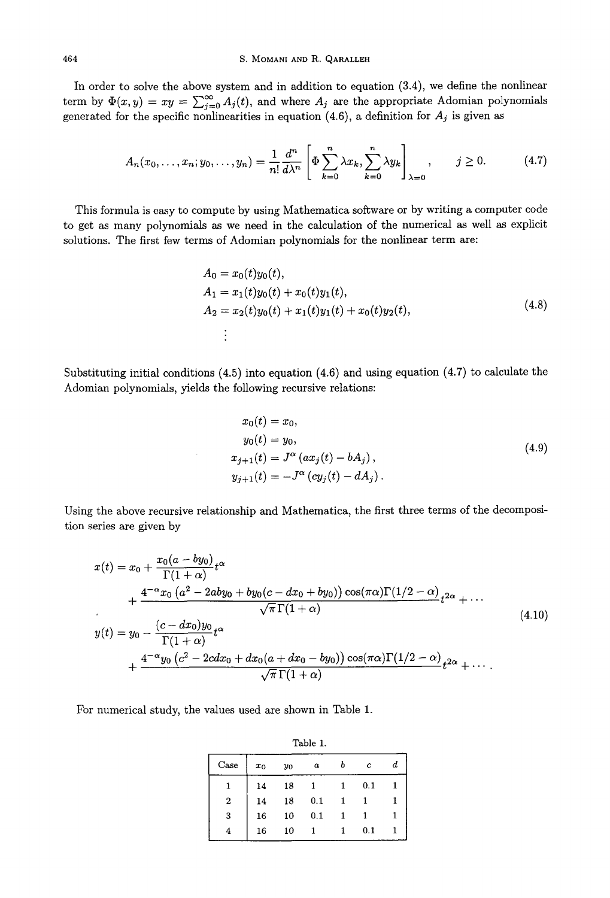In order to solve the above system and in addition to equation (3.4), we define the nonlinear term by $\Phi(x, y) = xy = \sum_{j=0}^{\infty} A_j(t)$, and where $A_j$ are the appropriate Adomian polynomials generated for the specific nonlinearities in equation (4.6), a definition for $A_j$ is given as

$$A_n(x_0, \ldots, x_n; y_0, \ldots, y_n) = \frac{1}{n!} \frac{d^n}{d\lambda^n} \left[ \Phi \sum_{k=0}^{n} \lambda x_k, \sum_{k=0}^{n} \lambda y_k \right]_{\lambda=0}, \qquad j \geq 0. \tag{4.7}$$

This formula is easy to compute by using Mathematica software or by writing a computer code to get as many polynomials as we need in the calculation of the numerical as well as explicit solutions. The first few terms of Adomian polynomials for the nonlinear term are:

$$\begin{aligned}
A_0 &= x_0(t) y_0(t), \\
A_1 &= x_1(t) y_0(t) + x_0(t) y_1(t), \\
A_2 &= x_2(t) y_0(t) + x_1(t) y_1(t) + x_0(t) y_2(t), \\
&\vdots
\end{aligned} \tag{4.8}$$

Substituting initial conditions (4.5) into equation (4.6) and using equation (4.7) to calculate the Adomian polynomials, yields the following recursive relations:

$$\begin{aligned}
x_0(t) &= x_0, \\
y_0(t) &= y_0, \\
x_{j+1}(t) &= J^{\alpha} \left( a x_j(t) - b A_j \right), \\
y_{j+1}(t) &= -J^{\alpha} \left( c y_j(t) - d A_j \right).
\end{aligned} \tag{4.9}$$

Using the above recursive relationship and Mathematica, the first three terms of the decomposition series are given by

$$\begin{aligned}
x(t) &= x_0 + \frac{x_0(a - b y_0)}{\Gamma(1+\alpha)} t^{\alpha} \\
&\quad + \frac{4^{-\alpha} x_0 \left( a^2 - 2ab y_0 + b y_0 (c - d x_0 + b y_0) \right) \cos(\pi \alpha) \Gamma(1/2 - \alpha)}{\sqrt{\pi}\, \Gamma(1+\alpha)} t^{2\alpha} + \cdots \\
y(t) &= y_0 - \frac{(c - d x_0) y_0}{\Gamma(1+\alpha)} t^{\alpha} \\
&\quad + \frac{4^{-\alpha} y_0 \left( c^2 - 2cd x_0 + d x_0 (a + d x_0 - b y_0) \right) \cos(\pi \alpha) \Gamma(1/2 - \alpha)}{\sqrt{\pi}\, \Gamma(1+\alpha)} t^{2\alpha} + \cdots.
\end{aligned} \tag{4.10}$$

For numerical study, the values used are shown in Table 1.

Table 1.

| Case | $x_0$ | $y_0$ | $a$ | $b$ | $c$ | $d$ |
|---|---|---|---|---|---|---|
| 1 | 14 | 18 | 1 | 1 | 0.1 | 1 |
| 2 | 14 | 18 | 0.1 | 1 | 1 | 1 |
| 3 | 16 | 10 | 0.1 | 1 | 1 | 1 |
| 4 | 16 | 10 | 1 | 1 | 0.1 | 1 |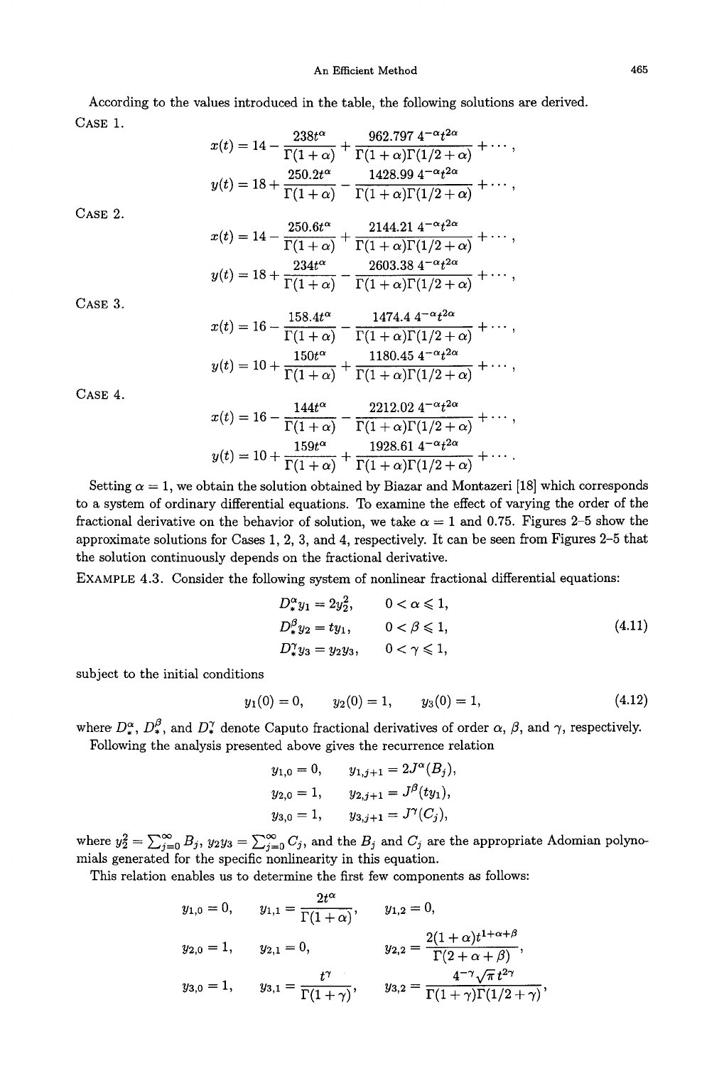According to the values introduced in the table, the following solutions are derived.

CASE 1.

$$x(t) = 14 - \frac{238t^{\alpha}}{\Gamma(1+\alpha)} + \frac{962.797\, 4^{-\alpha}t^{2\alpha}}{\Gamma(1+\alpha)\Gamma(1/2+\alpha)} + \cdots,$$

$$y(t) = 18 + \frac{250.2t^{\alpha}}{\Gamma(1+\alpha)} - \frac{1428.99\, 4^{-\alpha}t^{2\alpha}}{\Gamma(1+\alpha)\Gamma(1/2+\alpha)} + \cdots,$$

CASE 2.

$$x(t) = 14 - \frac{250.6t^{\alpha}}{\Gamma(1+\alpha)} + \frac{2144.21\, 4^{-\alpha}t^{2\alpha}}{\Gamma(1+\alpha)\Gamma(1/2+\alpha)} + \cdots,$$

$$y(t) = 18 + \frac{234t^{\alpha}}{\Gamma(1+\alpha)} - \frac{2603.38\, 4^{-\alpha}t^{2\alpha}}{\Gamma(1+\alpha)\Gamma(1/2+\alpha)} + \cdots,$$

CASE 3.

$$x(t) = 16 - \frac{158.4t^{\alpha}}{\Gamma(1+\alpha)} - \frac{1474.4\, 4^{-\alpha}t^{2\alpha}}{\Gamma(1+\alpha)\Gamma(1/2+\alpha)} + \cdots,$$

$$y(t) = 10 + \frac{150t^{\alpha}}{\Gamma(1+\alpha)} + \frac{1180.45\, 4^{-\alpha}t^{2\alpha}}{\Gamma(1+\alpha)\Gamma(1/2+\alpha)} + \cdots,$$

CASE 4.

$$x(t) = 16 - \frac{144t^{\alpha}}{\Gamma(1+\alpha)} - \frac{2212.02\, 4^{-\alpha}t^{2\alpha}}{\Gamma(1+\alpha)\Gamma(1/2+\alpha)} + \cdots,$$

$$y(t) = 10 + \frac{159t^{\alpha}}{\Gamma(1+\alpha)} + \frac{1928.61\, 4^{-\alpha}t^{2\alpha}}{\Gamma(1+\alpha)\Gamma(1/2+\alpha)} + \cdots.$$

Setting $\alpha = 1$, we obtain the solution obtained by Biazar and Montazeri [18] which corresponds to a system of ordinary differential equations. To examine the effect of varying the order of the fractional derivative on the behavior of solution, we take $\alpha = 1$ and 0.75. Figures 2–5 show the approximate solutions for Cases 1, 2, 3, and 4, respectively. It can be seen from Figures 2–5 that the solution continuously depends on the fractional derivative.

EXAMPLE 4.3. Consider the following system of nonlinear fractional differential equations:

$$\begin{aligned} D_*^{\alpha} y_1 &= 2y_2^2, & 0 < \alpha \leqslant 1, \\ D_*^{\beta} y_2 &= t y_1, & 0 < \beta \leqslant 1, \\ D_*^{\gamma} y_3 &= y_2 y_3, & 0 < \gamma \leqslant 1, \end{aligned} \tag{4.11}$$

subject to the initial conditions

$$y_1(0) = 0, \qquad y_2(0) = 1, \qquad y_3(0) = 1, \tag{4.12}$$

where $D_*^{\alpha}$, $D_*^{\beta}$, and $D_*^{\gamma}$ denote Caputo fractional derivatives of order $\alpha$, $\beta$, and $\gamma$, respectively.

Following the analysis presented above gives the recurrence relation

$$\begin{aligned} y_{1,0} &= 0, & y_{1,j+1} &= 2J^{\alpha}(B_j), \\ y_{2,0} &= 1, & y_{2,j+1} &= J^{\beta}(t y_1), \\ y_{3,0} &= 1, & y_{3,j+1} &= J^{\gamma}(C_j), \end{aligned}$$

where $y_2^2 = \sum_{j=0}^{\infty} B_j$, $y_2 y_3 = \sum_{j=0}^{\infty} C_j$, and the $B_j$ and $C_j$ are the appropriate Adomian polynomials generated for the specific nonlinearity in this equation.

This relation enables us to determine the first few components as follows:

$$\begin{aligned} y_{1,0} &= 0, & y_{1,1} &= \frac{2t^{\alpha}}{\Gamma(1+\alpha)}, & y_{1,2} &= 0, \\ y_{2,0} &= 1, & y_{2,1} &= 0, & y_{2,2} &= \frac{2(1+\alpha)t^{1+\alpha+\beta}}{\Gamma(2+\alpha+\beta)}, \\ y_{3,0} &= 1, & y_{3,1} &= \frac{t^{\gamma}}{\Gamma(1+\gamma)}, & y_{3,2} &= \frac{4^{-\gamma}\sqrt{\pi}\, t^{2\gamma}}{\Gamma(1+\gamma)\Gamma(1/2+\gamma)}, \end{aligned}$$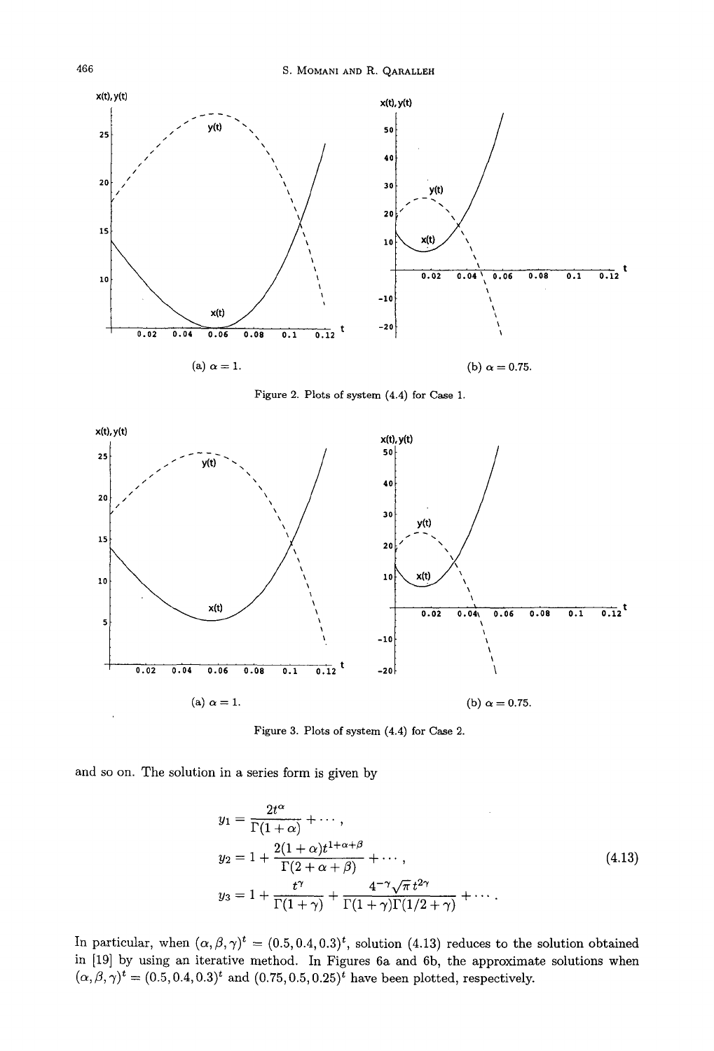(a) $\alpha = 1$.

(b) $\alpha = 0.75$.

Figure 2. Plots of system (4.4) for Case 1.

(a) $\alpha = 1$.

(b) $\alpha = 0.75$.

Figure 3. Plots of system (4.4) for Case 2.

and so on. The solution in a series form is given by

$$
\begin{aligned}
y_1 &= \frac{2t^\alpha}{\Gamma(1+\alpha)} + \cdots, \\
y_2 &= 1 + \frac{2(1+\alpha)t^{1+\alpha+\beta}}{\Gamma(2+\alpha+\beta)} + \cdots, \\
y_3 &= 1 + \frac{t^\gamma}{\Gamma(1+\gamma)} + \frac{4^{-\gamma}\sqrt{\pi}\, t^{2\gamma}}{\Gamma(1+\gamma)\Gamma(1/2+\gamma)} + \cdots.
\end{aligned}
\tag{4.13}
$$

In particular, when $(\alpha, \beta, \gamma)^t = (0.5, 0.4, 0.3)^t$, solution (4.13) reduces to the solution obtained in [19] by using an iterative method. In Figures 6a and 6b, the approximate solutions when $(\alpha, \beta, \gamma)^t = (0.5, 0.4, 0.3)^t$ and $(0.75, 0.5, 0.25)^t$ have been plotted, respectively.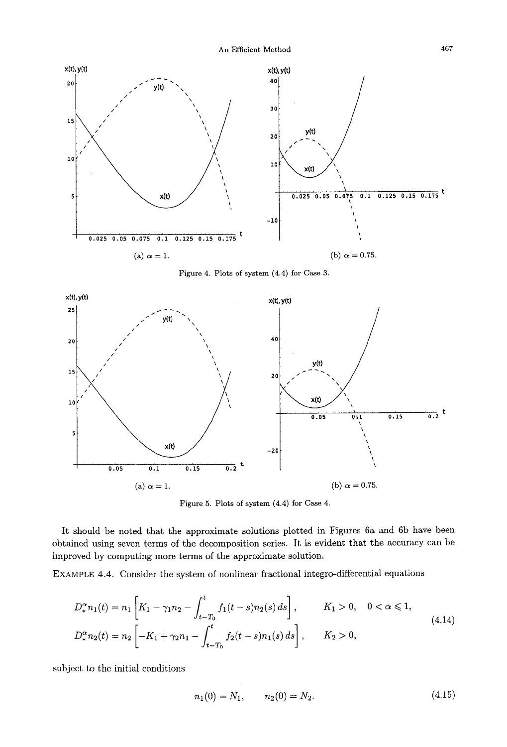(a) $\alpha = 1$.

(b) $\alpha = 0.75$.

Figure 4. Plots of system (4.4) for Case 3.

(a) $\alpha = 1$.

(b) $\alpha = 0.75$.

Figure 5. Plots of system (4.4) for Case 4.

It should be noted that the approximate solutions plotted in Figures 6a and 6b have been obtained using seven terms of the decomposition series. It is evident that the accuracy can be improved by computing more terms of the approximate solution.

EXAMPLE 4.4. Consider the system of nonlinear fractional integro-differential equations

$$
\begin{aligned}
D_*^\alpha n_1(t) &= n_1 \left[ K_1 - \gamma_1 n_2 - \int_{t-T_0}^{t} f_1(t-s) n_2(s)\, ds \right], \qquad K_1 > 0, \quad 0 < \alpha \leqslant 1, \\
D_*^\alpha n_2(t) &= n_2 \left[ -K_1 + \gamma_2 n_1 - \int_{t-T_0}^{t} f_2(t-s) n_1(s)\, ds \right], \qquad K_2 > 0,
\end{aligned}
\tag{4.14}
$$

subject to the initial conditions

$$
n_1(0) = N_1, \qquad n_2(0) = N_2. \tag{4.15}
$$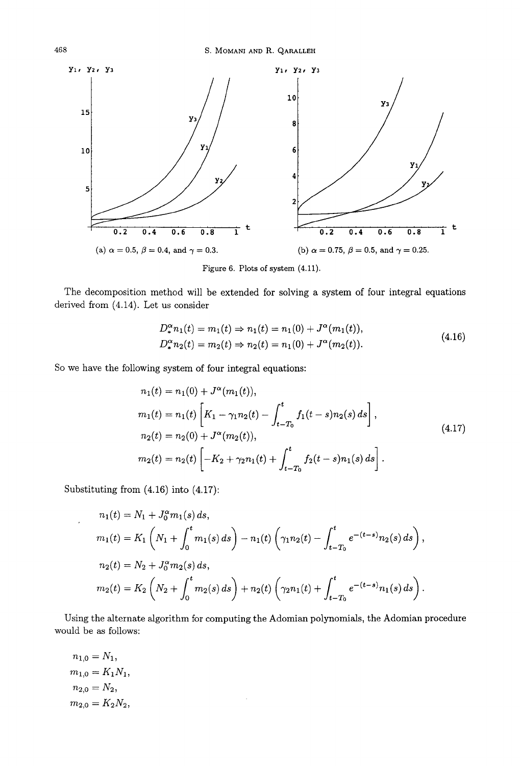(a) $\alpha = 0.5$, $\beta = 0.4$, and $\gamma = 0.3$.

(b) $\alpha = 0.75$, $\beta = 0.5$, and $\gamma = 0.25$.

Figure 6. Plots of system (4.11).

The decomposition method will be extended for solving a system of four integral equations derived from (4.14). Let us consider

$$
\begin{aligned}
D_*^\alpha n_1(t) &= m_1(t) \Rightarrow n_1(t) = n_1(0) + J^\alpha(m_1(t)), \\
D_*^\alpha n_2(t) &= m_2(t) \Rightarrow n_2(t) = n_1(0) + J^\alpha(m_2(t)).
\end{aligned}
\tag{4.16}
$$

So we have the following system of four integral equations:

$$
\begin{aligned}
n_1(t) &= n_1(0) + J^\alpha(m_1(t)), \\
m_1(t) &= n_1(t)\left[K_1 - \gamma_1 n_2(t) - \int_{t-T_0}^{t} f_1(t-s) n_2(s)\,ds\right], \\
n_2(t) &= n_2(0) + J^\alpha(m_2(t)), \\
m_2(t) &= n_2(t)\left[-K_2 + \gamma_2 n_1(t) + \int_{t-T_0}^{t} f_2(t-s) n_1(s)\,ds\right].
\end{aligned}
\tag{4.17}
$$

Substituting from (4.16) into (4.17):

$$
\begin{aligned}
n_1(t) &= N_1 + J_0^\alpha m_1(s)\,ds, \\
m_1(t) &= K_1\left(N_1 + \int_0^t m_1(s)\,ds\right) - n_1(t)\left(\gamma_1 n_2(t) - \int_{t-T_0}^{t} e^{-(t-s)} n_2(s)\,ds\right), \\
n_2(t) &= N_2 + J_0^\alpha m_2(s)\,ds, \\
m_2(t) &= K_2\left(N_2 + \int_0^t m_2(s)\,ds\right) + n_2(t)\left(\gamma_2 n_1(t) + \int_{t-T_0}^{t} e^{-(t-s)} n_1(s)\,ds\right).
\end{aligned}
$$

Using the alternate algorithm for computing the Adomian polynomials, the Adomian procedure would be as follows:

$$
\begin{aligned}
n_{1,0} &= N_1, \\
m_{1,0} &= K_1 N_1, \\
n_{2,0} &= N_2, \\
m_{2,0} &= K_2 N_2,
\end{aligned}
$$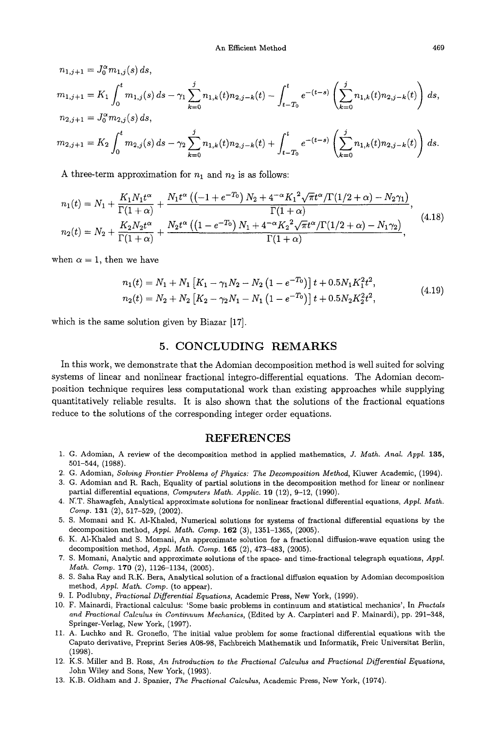$$n_{1,j+1} = J_0^\alpha m_{1,j}(s)\, ds,$$

$$m_{1,j+1} = K_1 \int_0^t m_{1,j}(s)\, ds - \gamma_1 \sum_{k=0}^{j} n_{1,k}(t) n_{2,j-k}(t) - \int_{t-T_0}^{t} e^{-(t-s)} \left( \sum_{k=0}^{j} n_{1,k}(t) n_{2,j-k}(t) \right) ds,$$

$$n_{2,j+1} = J_0^\alpha m_{2,j}(s)\, ds,$$

$$m_{2,j+1} = K_2 \int_0^t m_{2,j}(s)\, ds - \gamma_2 \sum_{k=0}^{j} n_{1,k}(t) n_{2,j-k}(t) + \int_{t-T_0}^{t} e^{-(t-s)} \left( \sum_{k=0}^{j} n_{1,k}(t) n_{2,j-k}(t) \right) ds.$$

A three-term approximation for $n_1$ and $n_2$ is as follows:

$$\begin{aligned} n_1(t) &= N_1 + \frac{K_1 N_1 t^\alpha}{\Gamma(1+\alpha)} + \frac{N_1 t^\alpha \left( \left(-1 + e^{-T_0}\right) N_2 + 4^{-\alpha} K_1{}^2 \sqrt{\pi} t^\alpha / \Gamma(1/2+\alpha) - N_2 \gamma_1 \right)}{\Gamma(1+\alpha)}, \\ n_2(t) &= N_2 + \frac{K_2 N_2 t^\alpha}{\Gamma(1+\alpha)} + \frac{N_2 t^\alpha \left( \left(1 - e^{-T_0}\right) N_1 + 4^{-\alpha} K_2{}^2 \sqrt{\pi} t^\alpha / \Gamma(1/2+\alpha) - N_1 \gamma_2 \right)}{\Gamma(1+\alpha)}, \end{aligned} \tag{4.18}$$

when $\alpha = 1$, then we have

$$\begin{aligned} n_1(t) &= N_1 + N_1 \left[ K_1 - \gamma_1 N_2 - N_2 \left(1 - e^{-T_0}\right) \right] t + 0.5 N_1 K_1^2 t^2, \\ n_2(t) &= N_2 + N_2 \left[ K_2 - \gamma_2 N_1 - N_1 \left(1 - e^{-T_0}\right) \right] t + 0.5 N_2 K_2^2 t^2, \end{aligned} \tag{4.19}$$

which is the same solution given by Biazar [17].

## 5. CONCLUDING REMARKS

In this work, we demonstrate that the Adomian decomposition method is well suited for solving systems of linear and nonlinear fractional integro-differential equations. The Adomian decomposition technique requires less computational work than existing approaches while supplying quantitatively reliable results. It is also shown that the solutions of the fractional equations reduce to the solutions of the corresponding integer order equations.

## REFERENCES

1. G. Adomian, A review of the decomposition method in applied mathematics, *J. Math. Anal. Appl.* **135**, 501–544, (1988).
2. G. Adomian, *Solving Frontier Problems of Physics: The Decomposition Method*, Kluwer Academic, (1994).
3. G. Adomian and R. Rach, Equality of partial solutions in the decomposition method for linear or nonlinear partial differential equations, *Computers Math. Applic.* **19** (12), 9–12, (1990).
4. N.T. Shawagfeh, Analytical approximate solutions for nonlinear fractional differential equations, *Appl. Math. Comp.* **131** (2), 517–529, (2002).
5. S. Momani and K. Al-Khaled, Numerical solutions for systems of fractional differential equations by the decomposition method, *Appl. Math. Comp.* **162** (3), 1351–1365, (2005).
6. K. Al-Khaled and S. Momani, An approximate solution for a fractional diffusion-wave equation using the decomposition method, *Appl. Math. Comp.* **165** (2), 473–483, (2005).
7. S. Momani, Analytic and approximate solutions of the space- and time-fractional telegraph equations, *Appl. Math. Comp.* **170** (2), 1126–1134, (2005).
8. S. Saha Ray and R.K. Bera, Analytical solution of a fractional diffusion equation by Adomian decomposition method, *Appl. Math. Comp.* (to appear).
9. I. Podlubny, *Fractional Differential Equations*, Academic Press, New York, (1999).
10. F. Mainardi, Fractional calculus: 'Some basic problems in continuum and statistical mechanics', In *Fractals and Fractional Calculus in Continuum Mechanics*, (Edited by A. Carpinteri and F. Mainardi), pp. 291–348, Springer-Verlag, New York, (1997).
11. A. Luchko and R. Groneflo, The initial value problem for some fractional differential equations with the Caputo derivative, Preprint Series A08-98, Fachbreich Mathematik und Informatik, Freic Universitat Berlin, (1998).
12. K.S. Miller and B. Ross, *An Introduction to the Fractional Calculus and Fractional Differential Equations*, John Wiley and Sons, New York, (1993).
13. K.B. Oldham and J. Spanier, *The Fractional Calculus*, Academic Press, New York, (1974).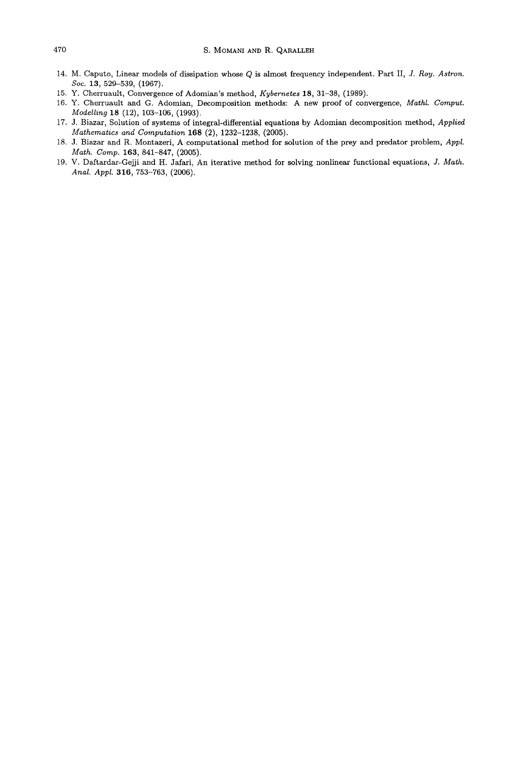14. M. Caputo, Linear models of dissipation whose $Q$ is almost frequency independent. Part II, *J. Roy. Astron. Soc.* **13**, 529–539, (1967).
15. Y. Cherruault, Convergence of Adomian's method, *Kybernetes* **18**, 31–38, (1989).
16. Y. Cherruault and G. Adomian, Decomposition methods: A new proof of convergence, *Mathl. Comput. Modelling* **18** (12), 103–106, (1993).
17. J. Biazar, Solution of systems of integral-differential equations by Adomian decomposition method, *Applied Mathematics and Computation* **168** (2), 1232–1238, (2005).
18. J. Biazar and R. Montazeri, A computational method for solution of the prey and predator problem, *Appl. Math. Comp.* **163**, 841–847, (2005).
19. V. Daftardar-Gejji and H. Jafari, An iterative method for solving nonlinear functional equations, *J. Math. Anal. Appl.* **316**, 753–763, (2006).